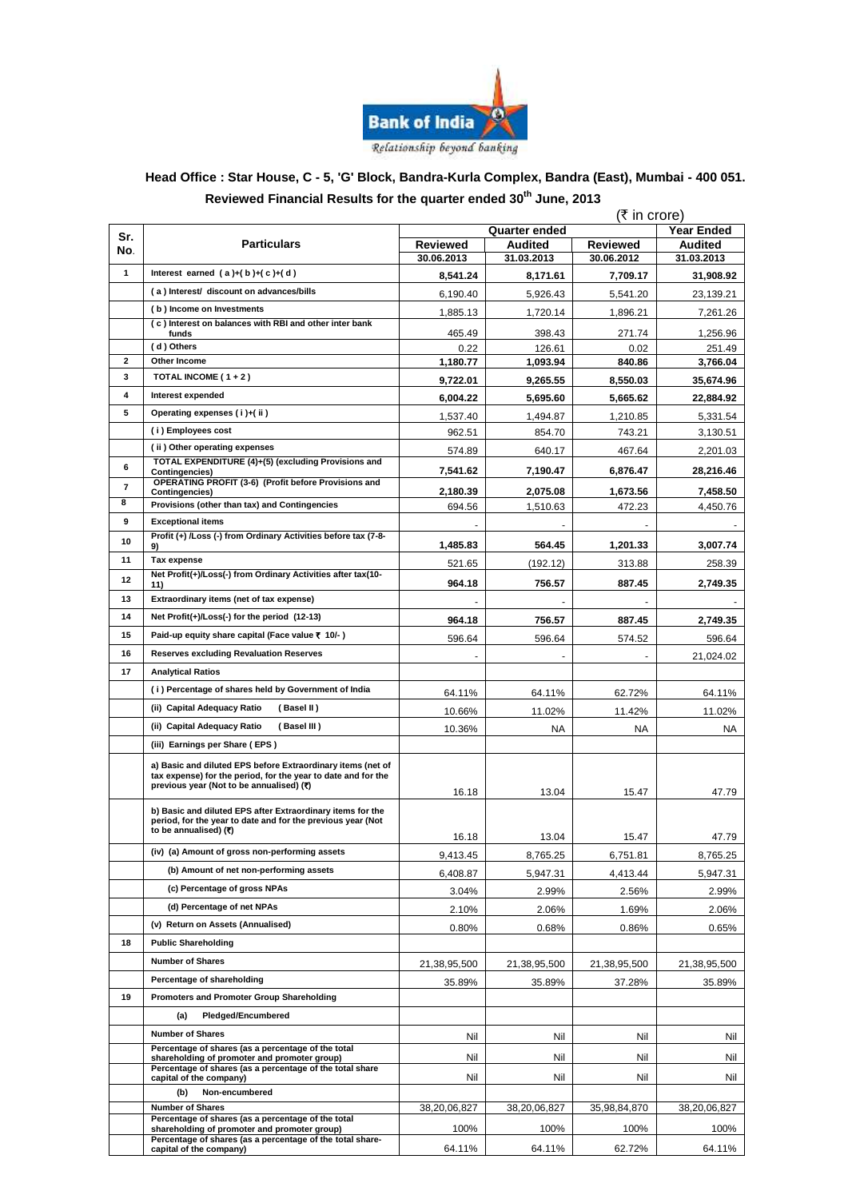Bank of India

Relationship beyond banking

## Head Office : Star House, C - 5, 'G' Block, Bandra-Kurla Complex, Bandra (East), Mumbai - 400 051.

### Reviewed Financial Results for the quarter ended 30th June, 2013

(₹ in crore)

| Sr. No. | Particulars | Quarter ended | | | Year Ended |
|---|---|---|---|---|---|
| | | Reviewed | Audited | Reviewed | Audited |
| | | 30.06.2013 | 31.03.2013 | 30.06.2012 | 31.03.2013 |
| 1 | **Interest earned ( a )+( b )+( c )+( d )** | **8,541.24** | **8,171.61** | **7,709.17** | **31,908.92** |
| | ( a ) Interest/ discount on advances/bills | 6,190.40 | 5,926.43 | 5,541.20 | 23,139.21 |
| | ( b ) Income on Investments | 1,885.13 | 1,720.14 | 1,896.21 | 7,261.26 |
| | ( c ) Interest on balances with RBI and other inter bank funds | 465.49 | 398.43 | 271.74 | 1,256.96 |
| | ( d ) Others | 0.22 | 126.61 | 0.02 | 251.49 |
| 2 | **Other Income** | **1,180.77** | **1,093.94** | **840.86** | **3,766.04** |
| 3 | **TOTAL INCOME ( 1 + 2 )** | **9,722.01** | **9,265.55** | **8,550.03** | **35,674.96** |
| 4 | **Interest expended** | **6,004.22** | **5,695.60** | **5,665.62** | **22,884.92** |
| 5 | **Operating expenses ( i )+( ii )** | 1,537.40 | 1,494.87 | 1,210.85 | 5,331.54 |
| | ( i ) Employees cost | 962.51 | 854.70 | 743.21 | 3,130.51 |
| | ( ii ) Other operating expenses | 574.89 | 640.17 | 467.64 | 2,201.03 |
| 6 | **TOTAL EXPENDITURE (4)+(5) (excluding Provisions and Contingencies)** | **7,541.62** | **7,190.47** | **6,876.47** | **28,216.46** |
| 7 | **OPERATING PROFIT (3-6) (Profit before Provisions and Contingencies)** | **2,180.39** | **2,075.08** | **1,673.56** | **7,458.50** |
| 8 | **Provisions (other than tax) and Contingencies** | 694.56 | 1,510.63 | 472.23 | 4,450.76 |
| 9 | **Exceptional items** | - | - | - | - |
| 10 | **Profit (+) /Loss (-) from Ordinary Activities before tax (7-8-9)** | **1,485.83** | **564.45** | **1,201.33** | **3,007.74** |
| 11 | **Tax expense** | 521.65 | (192.12) | 313.88 | 258.39 |
| 12 | **Net Profit(+)/Loss(-) from Ordinary Activities after tax(10-11)** | **964.18** | **756.57** | **887.45** | **2,749.35** |
| 13 | **Extraordinary items (net of tax expense)** | - | - | - | - |
| 14 | **Net Profit(+)/Loss(-) for the period (12-13)** | **964.18** | **756.57** | **887.45** | **2,749.35** |
| 15 | **Paid-up equity share capital (Face value ₹ 10/- )** | 596.64 | 596.64 | 574.52 | 596.64 |
| 16 | **Reserves excluding Revaluation Reserves** | - | - | - | 21,024.02 |
| 17 | **Analytical Ratios** | | | | |
| | ( i ) Percentage of shares held by Government of India | 64.11% | 64.11% | 62.72% | 64.11% |
| | (ii) Capital Adequacy Ratio ( Basel II ) | 10.66% | 11.02% | 11.42% | 11.02% |
| | (ii) Capital Adequacy Ratio ( Basel III ) | 10.36% | NA | NA | NA |
| | (iii) Earnings per Share ( EPS ) | | | | |
| | a) Basic and diluted EPS before Extraordinary items (net of tax expense) for the period, for the year to date and for the previous year (Not to be annualised) (₹) | 16.18 | 13.04 | 15.47 | 47.79 |
| | b) Basic and diluted EPS after Extraordinary items for the period, for the year to date and for the previous year (Not to be annualised) (₹) | 16.18 | 13.04 | 15.47 | 47.79 |
| | (iv) (a) Amount of gross non-performing assets | 9,413.45 | 8,765.25 | 6,751.81 | 8,765.25 |
| | (b) Amount of net non-performing assets | 6,408.87 | 5,947.31 | 4,413.44 | 5,947.31 |
| | (c) Percentage of gross NPAs | 3.04% | 2.99% | 2.56% | 2.99% |
| | (d) Percentage of net NPAs | 2.10% | 2.06% | 1.69% | 2.06% |
| | (v) Return on Assets (Annualised) | 0.80% | 0.68% | 0.86% | 0.65% |
| 18 | **Public Shareholding** | | | | |
| | Number of Shares | 21,38,95,500 | 21,38,95,500 | 21,38,95,500 | 21,38,95,500 |
| | Percentage of shareholding | 35.89% | 35.89% | 37.28% | 35.89% |
| 19 | **Promoters and Promoter Group Shareholding** | | | | |
| | (a) Pledged/Encumbered | | | | |
| | Number of Shares | Nil | Nil | Nil | Nil |
| | Percentage of shares (as a percentage of the total shareholding of promoter and promoter group) | Nil | Nil | Nil | Nil |
| | Percentage of shares (as a percentage of the total share capital of the company) | Nil | Nil | Nil | Nil |
| | (b) Non-encumbered | | | | |
| | Number of Shares | 38,20,06,827 | 38,20,06,827 | 35,98,84,870 | 38,20,06,827 |
| | Percentage of shares (as a percentage of the total shareholding of promoter and promoter group) | 100% | 100% | 100% | 100% |
| | Percentage of shares (as a percentage of the total share-capital of the company) | 64.11% | 64.11% | 62.72% | 64.11% |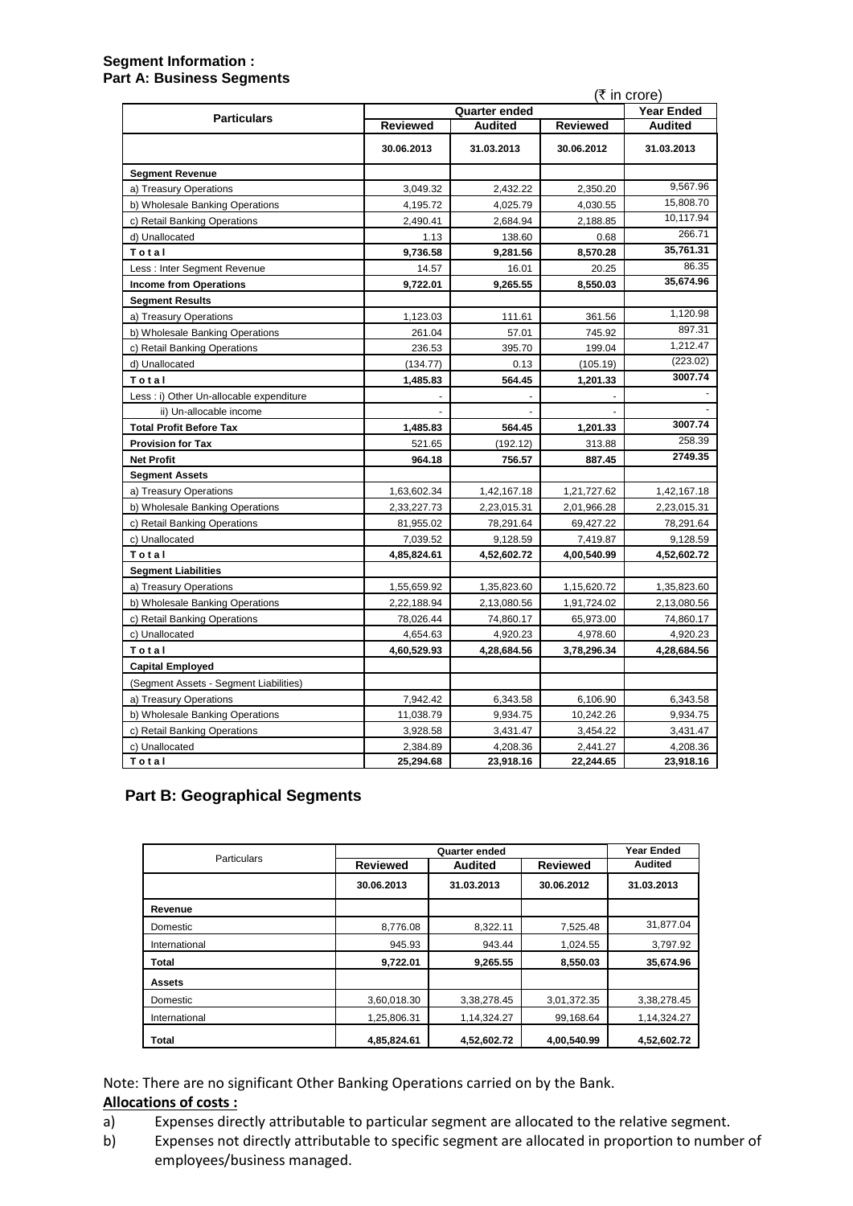**Segment Information :**
**Part A: Business Segments**

(₹ in crore)

| Particulars | Quarter ended | | | Year Ended |
|---|---|---|---|---|
| | Reviewed | Audited | Reviewed | Audited |
| | 30.06.2013 | 31.03.2013 | 30.06.2012 | 31.03.2013 |
| **Segment Revenue** | | | | |
| a) Treasury Operations | 3,049.32 | 2,432.22 | 2,350.20 | 9,567.96 |
| b) Wholesale Banking Operations | 4,195.72 | 4,025.79 | 4,030.55 | 15,808.70 |
| c) Retail Banking Operations | 2,490.41 | 2,684.94 | 2,188.85 | 10,117.94 |
| d) Unallocated | 1.13 | 138.60 | 0.68 | 266.71 |
| **T o t a l** | **9,736.58** | **9,281.56** | **8,570.28** | **35,761.31** |
| Less : Inter Segment Revenue | 14.57 | 16.01 | 20.25 | 86.35 |
| **Income from Operations** | **9,722.01** | **9,265.55** | **8,550.03** | **35,674.96** |
| **Segment Results** | | | | |
| a) Treasury Operations | 1,123.03 | 111.61 | 361.56 | 1,120.98 |
| b) Wholesale Banking Operations | 261.04 | 57.01 | 745.92 | 897.31 |
| c) Retail Banking Operations | 236.53 | 395.70 | 199.04 | 1,212.47 |
| d) Unallocated | (134.77) | 0.13 | (105.19) | (223.02) |
| **T o t a l** | **1,485.83** | **564.45** | **1,201.33** | **3007.74** |
| Less : i) Other Un-allocable expenditure | - | - | - | - |
| ii) Un-allocable income | - | - | - | - |
| **Total Profit Before Tax** | **1,485.83** | **564.45** | **1,201.33** | **3007.74** |
| **Provision for Tax** | 521.65 | (192.12) | 313.88 | 258.39 |
| **Net Profit** | **964.18** | **756.57** | **887.45** | **2749.35** |
| **Segment Assets** | | | | |
| a) Treasury Operations | 1,63,602.34 | 1,42,167.18 | 1,21,727.62 | 1,42,167.18 |
| b) Wholesale Banking Operations | 2,33,227.73 | 2,23,015.31 | 2,01,966.28 | 2,23,015.31 |
| c) Retail Banking Operations | 81,955.02 | 78,291.64 | 69,427.22 | 78,291.64 |
| c) Unallocated | 7,039.52 | 9,128.59 | 7,419.87 | 9,128.59 |
| **T o t a l** | **4,85,824.61** | **4,52,602.72** | **4,00,540.99** | **4,52,602.72** |
| **Segment Liabilities** | | | | |
| a) Treasury Operations | 1,55,659.92 | 1,35,823.60 | 1,15,620.72 | 1,35,823.60 |
| b) Wholesale Banking Operations | 2,22,188.94 | 2,13,080.56 | 1,91,724.02 | 2,13,080.56 |
| c) Retail Banking Operations | 78,026.44 | 74,860.17 | 65,973.00 | 74,860.17 |
| c) Unallocated | 4,654.63 | 4,920.23 | 4,978.60 | 4,920.23 |
| **T o t a l** | **4,60,529.93** | **4,28,684.56** | **3,78,296.34** | **4,28,684.56** |
| **Capital Employed** | | | | |
| (Segment Assets - Segment Liabilities) | | | | |
| a) Treasury Operations | 7,942.42 | 6,343.58 | 6,106.90 | 6,343.58 |
| b) Wholesale Banking Operations | 11,038.79 | 9,934.75 | 10,242.26 | 9,934.75 |
| c) Retail Banking Operations | 3,928.58 | 3,431.47 | 3,454.22 | 3,431.47 |
| c) Unallocated | 2,384.89 | 4,208.36 | 2,441.27 | 4,208.36 |
| **T o t a l** | **25,294.68** | **23,918.16** | **22,244.65** | **23,918.16** |

## Part B: Geographical Segments

| Particulars | Quarter ended | | | Year Ended |
|---|---|---|---|---|
| | Reviewed | Audited | Reviewed | Audited |
| | 30.06.2013 | 31.03.2013 | 30.06.2012 | 31.03.2013 |
| **Revenue** | | | | |
| Domestic | 8,776.08 | 8,322.11 | 7,525.48 | 31,877.04 |
| International | 945.93 | 943.44 | 1,024.55 | 3,797.92 |
| **Total** | **9,722.01** | **9,265.55** | **8,550.03** | **35,674.96** |
| **Assets** | | | | |
| Domestic | 3,60,018.30 | 3,38,278.45 | 3,01,372.35 | 3,38,278.45 |
| International | 1,25,806.31 | 1,14,324.27 | 99,168.64 | 1,14,324.27 |
| **Total** | **4,85,824.61** | **4,52,602.72** | **4,00,540.99** | **4,52,602.72** |

Note: There are no significant Other Banking Operations carried on by the Bank.

**Allocations of costs :**

a) Expenses directly attributable to particular segment are allocated to the relative segment.

b) Expenses not directly attributable to specific segment are allocated in proportion to number of employees/business managed.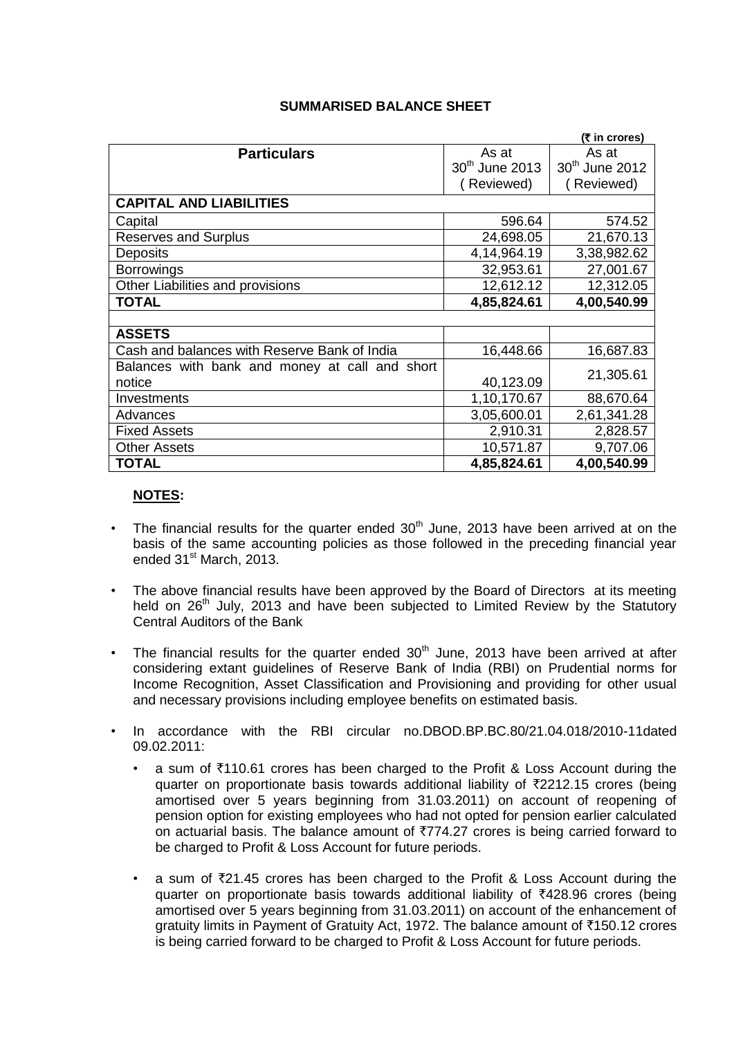## SUMMARISED BALANCE SHEET

(₹ in crores)

| Particulars | As at 30th June 2013 (Reviewed) | As at 30th June 2012 (Reviewed) |
|---|---|---|
| **CAPITAL AND LIABILITIES** | | |
| Capital | 596.64 | 574.52 |
| Reserves and Surplus | 24,698.05 | 21,670.13 |
| Deposits | 4,14,964.19 | 3,38,982.62 |
| Borrowings | 32,953.61 | 27,001.67 |
| Other Liabilities and provisions | 12,612.12 | 12,312.05 |
| **TOTAL** | **4,85,824.61** | **4,00,540.99** |
| | | |
| **ASSETS** | | |
| Cash and balances with Reserve Bank of India | 16,448.66 | 16,687.83 |
| Balances with bank and money at call and short notice | 40,123.09 | 21,305.61 |
| Investments | 1,10,170.67 | 88,670.64 |
| Advances | 3,05,600.01 | 2,61,341.28 |
| Fixed Assets | 2,910.31 | 2,828.57 |
| Other Assets | 10,571.87 | 9,707.06 |
| **TOTAL** | **4,85,824.61** | **4,00,540.99** |

**NOTES:**

- The financial results for the quarter ended 30th June, 2013 have been arrived at on the basis of the same accounting policies as those followed in the preceding financial year ended 31st March, 2013.

- The above financial results have been approved by the Board of Directors at its meeting held on 26th July, 2013 and have been subjected to Limited Review by the Statutory Central Auditors of the Bank

- The financial results for the quarter ended 30th June, 2013 have been arrived at after considering extant guidelines of Reserve Bank of India (RBI) on Prudential norms for Income Recognition, Asset Classification and Provisioning and providing for other usual and necessary provisions including employee benefits on estimated basis.

- In accordance with the RBI circular no.DBOD.BP.BC.80/21.04.018/2010-11dated 09.02.2011:
  - a sum of ₹110.61 crores has been charged to the Profit & Loss Account during the quarter on proportionate basis towards additional liability of ₹2212.15 crores (being amortised over 5 years beginning from 31.03.2011) on account of reopening of pension option for existing employees who had not opted for pension earlier calculated on actuarial basis. The balance amount of ₹774.27 crores is being carried forward to be charged to Profit & Loss Account for future periods.
  - a sum of ₹21.45 crores has been charged to the Profit & Loss Account during the quarter on proportionate basis towards additional liability of ₹428.96 crores (being amortised over 5 years beginning from 31.03.2011) on account of the enhancement of gratuity limits in Payment of Gratuity Act, 1972. The balance amount of ₹150.12 crores is being carried forward to be charged to Profit & Loss Account for future periods.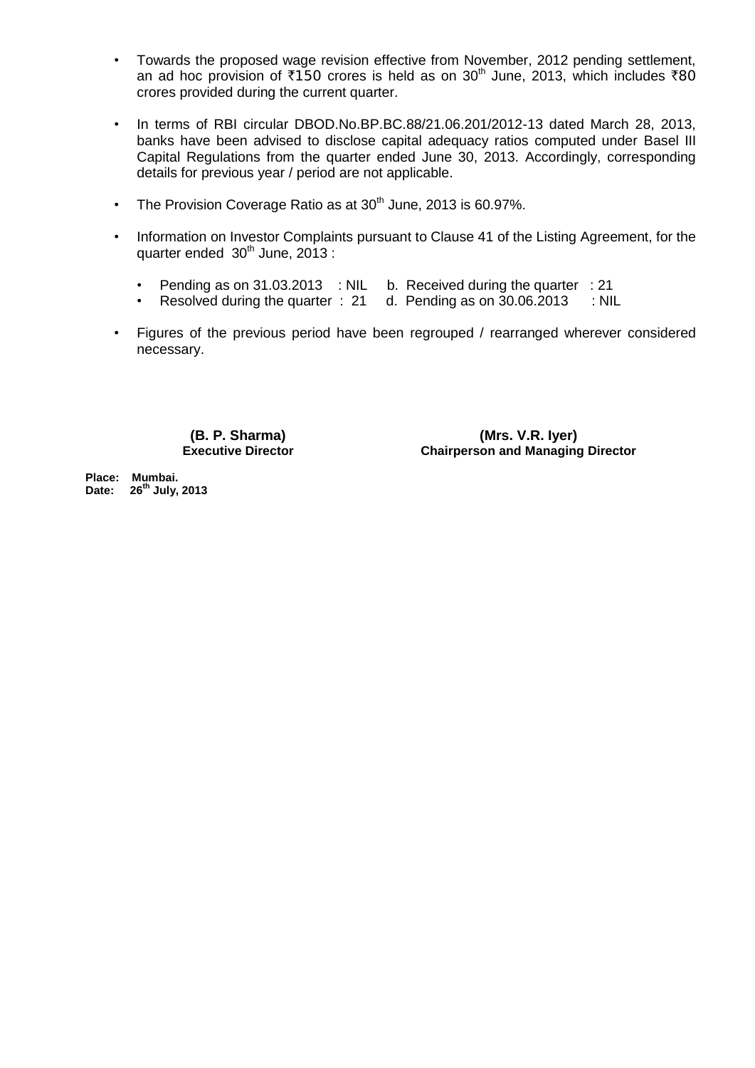- Towards the proposed wage revision effective from November, 2012 pending settlement, an ad hoc provision of ₹150 crores is held as on 30th June, 2013, which includes ₹80 crores provided during the current quarter.

- In terms of RBI circular DBOD.No.BP.BC.88/21.06.201/2012-13 dated March 28, 2013, banks have been advised to disclose capital adequacy ratios computed under Basel III Capital Regulations from the quarter ended June 30, 2013. Accordingly, corresponding details for previous year / period are not applicable.

- The Provision Coverage Ratio as at 30th June, 2013 is 60.97%.

- Information on Investor Complaints pursuant to Clause 41 of the Listing Agreement, for the quarter ended 30th June, 2013 :

  - Pending as on 31.03.2013 : NIL b. Received during the quarter : 21
  - Resolved during the quarter : 21 d. Pending as on 30.06.2013 : NIL

- Figures of the previous period have been regrouped / rearranged wherever considered necessary.

**(B. P. Sharma)**
**Executive Director**

**(Mrs. V.R. Iyer)**
**Chairperson and Managing Director**

**Place: Mumbai.**
**Date: 26th July, 2013**